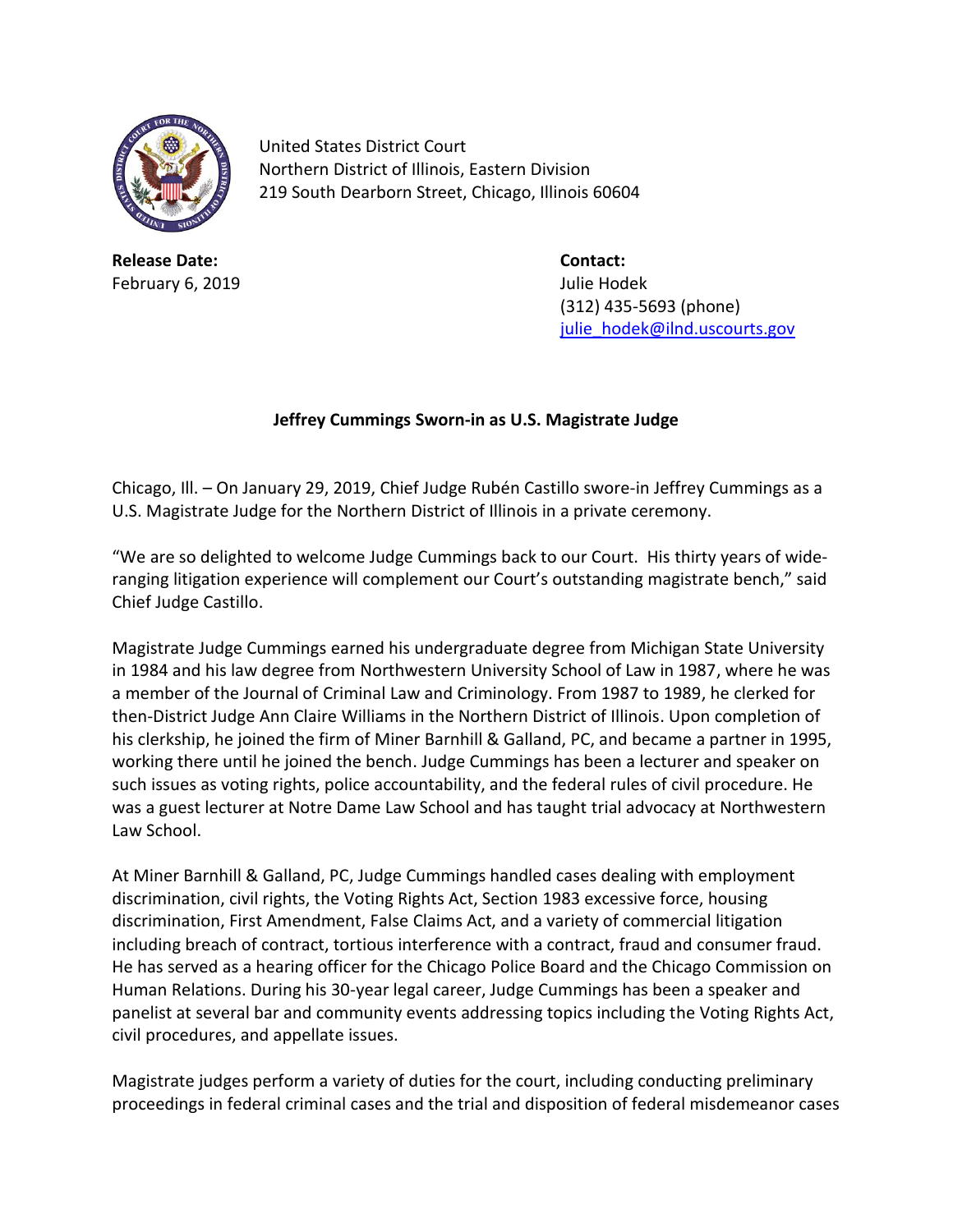United States District Court
Northern District of Illinois, Eastern Division
219 South Dearborn Street, Chicago, Illinois 60604

**Release Date:**
February 6, 2019

**Contact:**
Julie Hodek
(312) 435-5693 (phone)
julie_hodek@ilnd.uscourts.gov

**Jeffrey Cummings Sworn-in as U.S. Magistrate Judge**

Chicago, Ill. – On January 29, 2019, Chief Judge Rubén Castillo swore-in Jeffrey Cummings as a U.S. Magistrate Judge for the Northern District of Illinois in a private ceremony.

"We are so delighted to welcome Judge Cummings back to our Court. His thirty years of wide-ranging litigation experience will complement our Court's outstanding magistrate bench," said Chief Judge Castillo.

Magistrate Judge Cummings earned his undergraduate degree from Michigan State University in 1984 and his law degree from Northwestern University School of Law in 1987, where he was a member of the Journal of Criminal Law and Criminology. From 1987 to 1989, he clerked for then-District Judge Ann Claire Williams in the Northern District of Illinois. Upon completion of his clerkship, he joined the firm of Miner Barnhill & Galland, PC, and became a partner in 1995, working there until he joined the bench. Judge Cummings has been a lecturer and speaker on such issues as voting rights, police accountability, and the federal rules of civil procedure. He was a guest lecturer at Notre Dame Law School and has taught trial advocacy at Northwestern Law School.

At Miner Barnhill & Galland, PC, Judge Cummings handled cases dealing with employment discrimination, civil rights, the Voting Rights Act, Section 1983 excessive force, housing discrimination, First Amendment, False Claims Act, and a variety of commercial litigation including breach of contract, tortious interference with a contract, fraud and consumer fraud. He has served as a hearing officer for the Chicago Police Board and the Chicago Commission on Human Relations. During his 30-year legal career, Judge Cummings has been a speaker and panelist at several bar and community events addressing topics including the Voting Rights Act, civil procedures, and appellate issues.

Magistrate judges perform a variety of duties for the court, including conducting preliminary proceedings in federal criminal cases and the trial and disposition of federal misdemeanor cases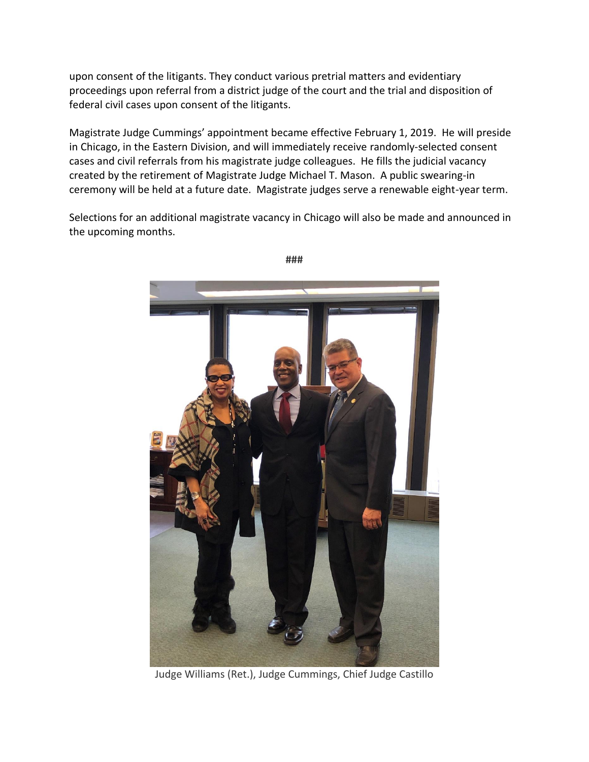upon consent of the litigants. They conduct various pretrial matters and evidentiary proceedings upon referral from a district judge of the court and the trial and disposition of federal civil cases upon consent of the litigants.

Magistrate Judge Cummings' appointment became effective February 1, 2019. He will preside in Chicago, in the Eastern Division, and will immediately receive randomly-selected consent cases and civil referrals from his magistrate judge colleagues. He fills the judicial vacancy created by the retirement of Magistrate Judge Michael T. Mason. A public swearing-in ceremony will be held at a future date. Magistrate judges serve a renewable eight-year term.

Selections for an additional magistrate vacancy in Chicago will also be made and announced in the upcoming months.

###

Judge Williams (Ret.), Judge Cummings, Chief Judge Castillo